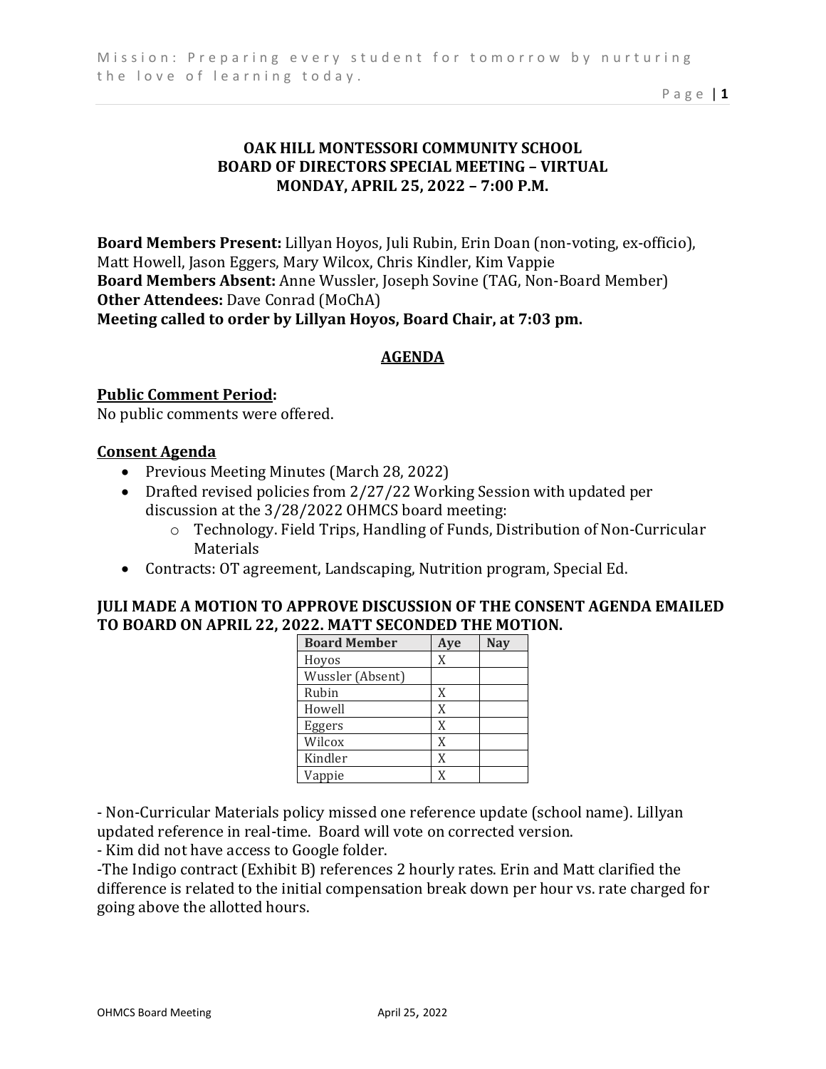**OAK HILL MONTESSORI COMMUNITY SCHOOL**
**BOARD OF DIRECTORS SPECIAL MEETING – VIRTUAL**
**MONDAY, APRIL 25, 2022 – 7:00 P.M.**

**Board Members Present:** Lillyan Hoyos, Juli Rubin, Erin Doan (non-voting, ex-officio), Matt Howell, Jason Eggers, Mary Wilcox, Chris Kindler, Kim Vappie
**Board Members Absent:** Anne Wussler, Joseph Sovine (TAG, Non-Board Member)
**Other Attendees:** Dave Conrad (MoChA)
**Meeting called to order by Lillyan Hoyos, Board Chair, at 7:03 pm.**

## AGENDA

**Public Comment Period:**
No public comments were offered.

**Consent Agenda**

- Previous Meeting Minutes (March 28, 2022)
- Drafted revised policies from 2/27/22 Working Session with updated per discussion at the 3/28/2022 OHMCS board meeting:
    - Technology. Field Trips, Handling of Funds, Distribution of Non-Curricular Materials
- Contracts: OT agreement, Landscaping, Nutrition program, Special Ed.

**JULI MADE A MOTION TO APPROVE DISCUSSION OF THE CONSENT AGENDA EMAILED TO BOARD ON APRIL 22, 2022. MATT SECONDED THE MOTION.**

| Board Member | Aye | Nay |
|---|---|---|
| Hoyos | X | |
| Wussler (Absent) | | |
| Rubin | X | |
| Howell | X | |
| Eggers | X | |
| Wilcox | X | |
| Kindler | X | |
| Vappie | X | |

- Non-Curricular Materials policy missed one reference update (school name). Lillyan updated reference in real-time. Board will vote on corrected version.
- Kim did not have access to Google folder.
-The Indigo contract (Exhibit B) references 2 hourly rates. Erin and Matt clarified the difference is related to the initial compensation break down per hour vs. rate charged for going above the allotted hours.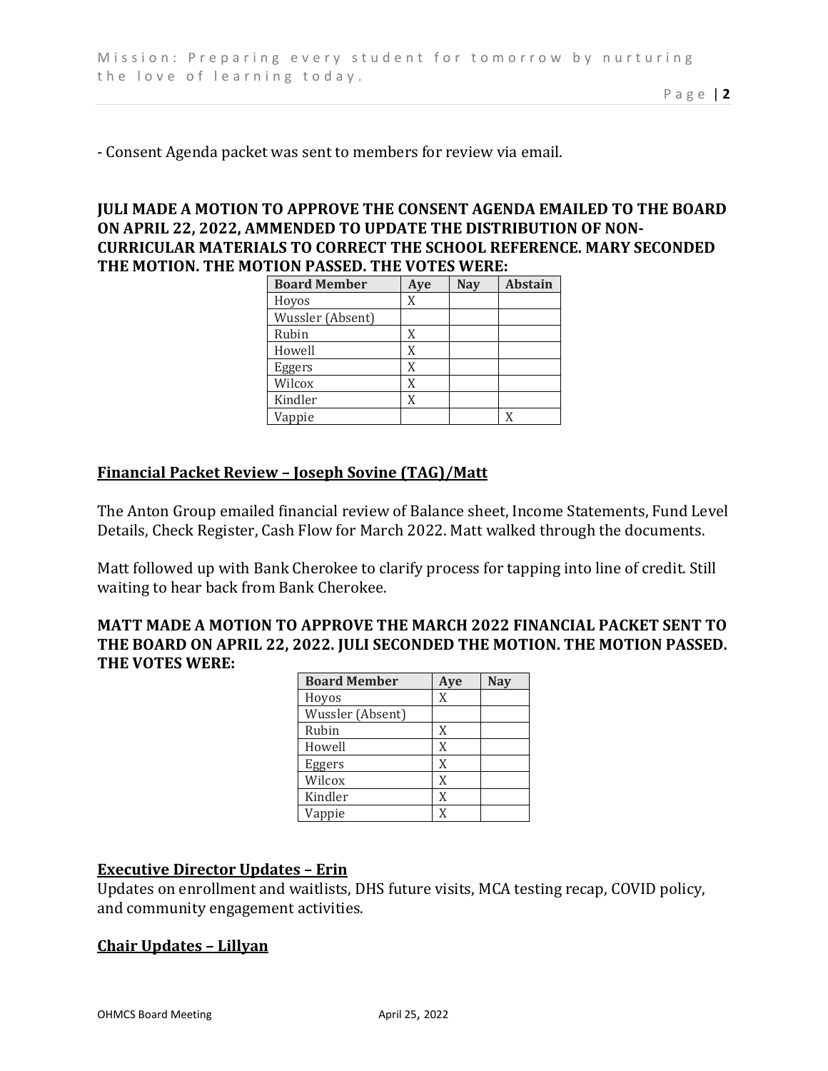- Consent Agenda packet was sent to members for review via email.

**JULI MADE A MOTION TO APPROVE THE CONSENT AGENDA EMAILED TO THE BOARD ON APRIL 22, 2022, AMMENDED TO UPDATE THE DISTRIBUTION OF NON-CURRICULAR MATERIALS TO CORRECT THE SCHOOL REFERENCE. MARY SECONDED THE MOTION. THE MOTION PASSED. THE VOTES WERE:**

| Board Member | Aye | Nay | Abstain |
|---|---|---|---|
| Hoyos | X | | |
| Wussler (Absent) | | | |
| Rubin | X | | |
| Howell | X | | |
| Eggers | X | | |
| Wilcox | X | | |
| Kindler | X | | |
| Vappie | | | X |

## Financial Packet Review – Joseph Sovine (TAG)/Matt

The Anton Group emailed financial review of Balance sheet, Income Statements, Fund Level Details, Check Register, Cash Flow for March 2022. Matt walked through the documents.

Matt followed up with Bank Cherokee to clarify process for tapping into line of credit. Still waiting to hear back from Bank Cherokee.

**MATT MADE A MOTION TO APPROVE THE MARCH 2022 FINANCIAL PACKET SENT TO THE BOARD ON APRIL 22, 2022. JULI SECONDED THE MOTION. THE MOTION PASSED. THE VOTES WERE:**

| Board Member | Aye | Nay |
|---|---|---|
| Hoyos | X | |
| Wussler (Absent) | | |
| Rubin | X | |
| Howell | X | |
| Eggers | X | |
| Wilcox | X | |
| Kindler | X | |
| Vappie | X | |

## Executive Director Updates – Erin

Updates on enrollment and waitlists, DHS future visits, MCA testing recap, COVID policy, and community engagement activities.

## Chair Updates – Lillyan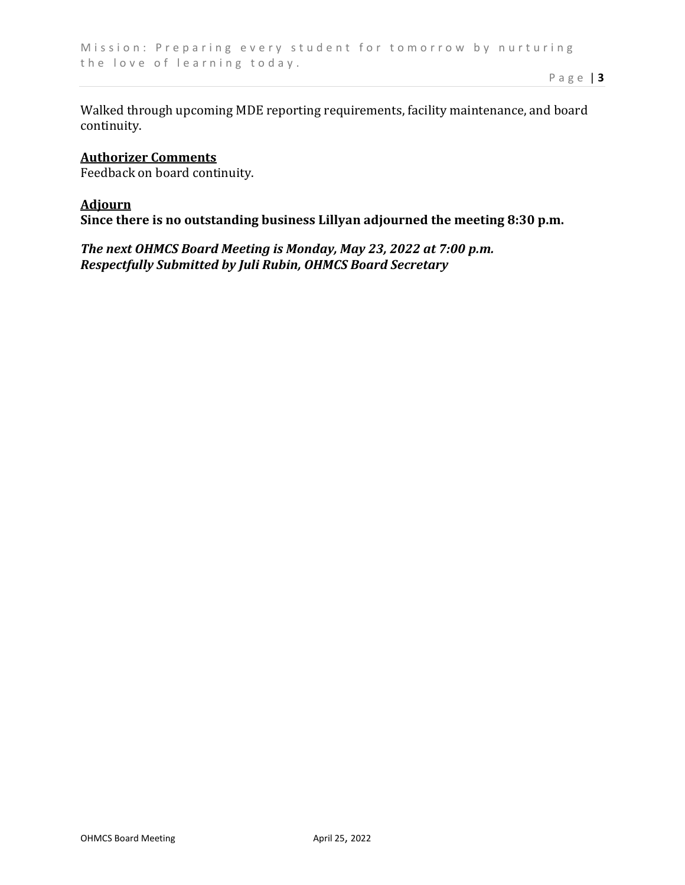Walked through upcoming MDE reporting requirements, facility maintenance, and board continuity.

**Authorizer Comments**

Feedback on board continuity.

**Adjourn**

**Since there is no outstanding business Lillyan adjourned the meeting 8:30 p.m.**

***The next OHMCS Board Meeting is Monday, May 23, 2022 at 7:00 p.m.***
***Respectfully Submitted by Juli Rubin, OHMCS Board Secretary***